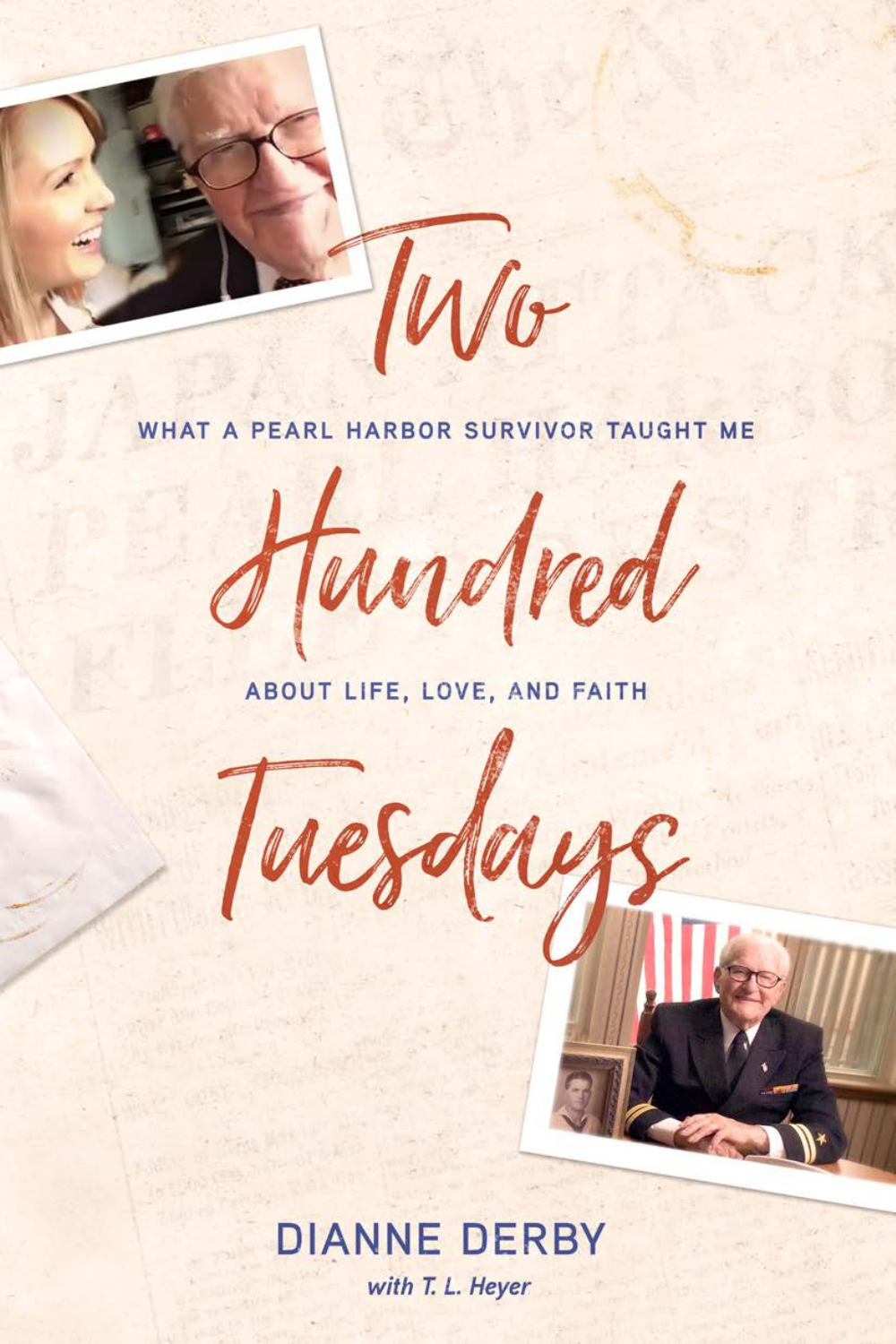# Two Hundred Tuesdays

## WHAT A PEARL HARBOR SURVIVOR TAUGHT ME ABOUT LIFE, LOVE, AND FAITH

**DIANNE DERBY**

*with T. L. Heyer*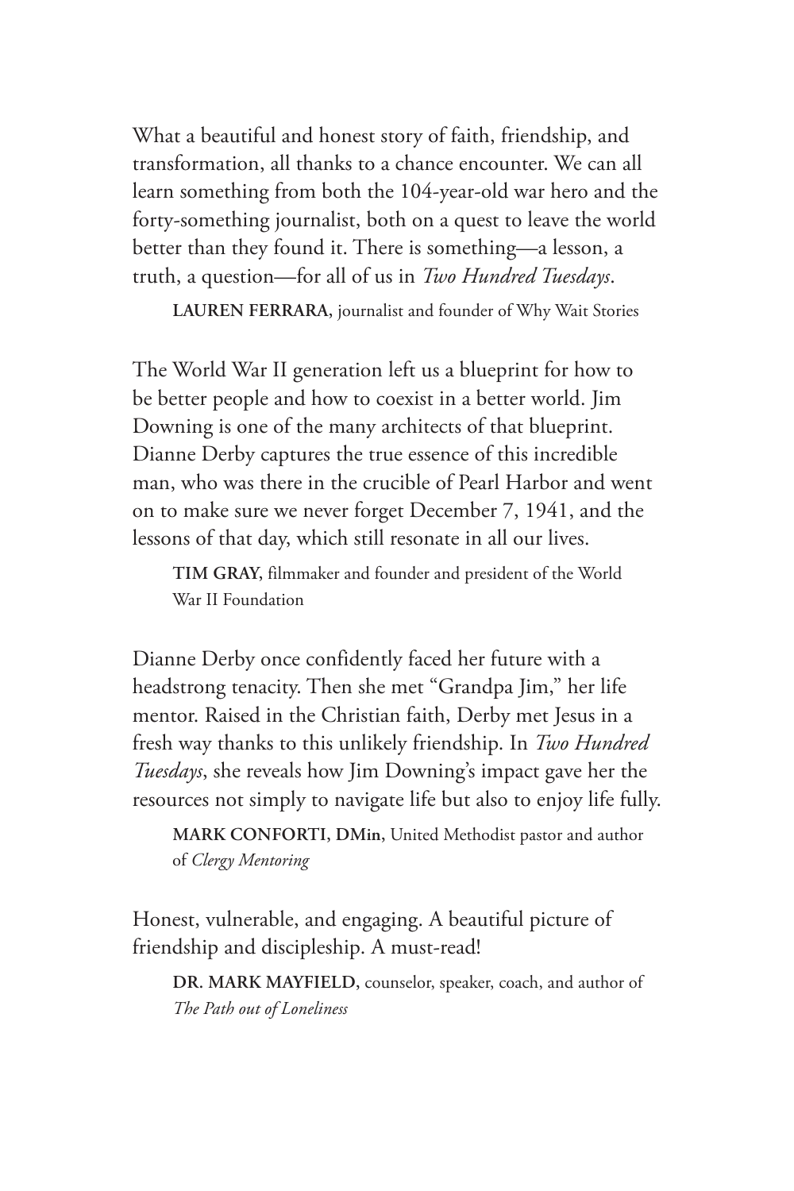What a beautiful and honest story of faith, friendship, and transformation, all thanks to a chance encounter. We can all learn something from both the 104-year-old war hero and the forty-something journalist, both on a quest to leave the world better than they found it. There is something—a lesson, a truth, a question—for all of us in *Two Hundred Tuesdays*.

**LAUREN FERRARA,** journalist and founder of Why Wait Stories

The World War II generation left us a blueprint for how to be better people and how to coexist in a better world. Jim Downing is one of the many architects of that blueprint. Dianne Derby captures the true essence of this incredible man, who was there in the crucible of Pearl Harbor and went on to make sure we never forget December 7, 1941, and the lessons of that day, which still resonate in all our lives.

**TIM GRAY,** filmmaker and founder and president of the World War II Foundation

Dianne Derby once confidently faced her future with a headstrong tenacity. Then she met "Grandpa Jim," her life mentor. Raised in the Christian faith, Derby met Jesus in a fresh way thanks to this unlikely friendship. In *Two Hundred Tuesdays*, she reveals how Jim Downing's impact gave her the resources not simply to navigate life but also to enjoy life fully.

**MARK CONFORTI, DMin,** United Methodist pastor and author of *Clergy Mentoring*

Honest, vulnerable, and engaging. A beautiful picture of friendship and discipleship. A must-read!

**DR. MARK MAYFIELD,** counselor, speaker, coach, and author of *The Path out of Loneliness*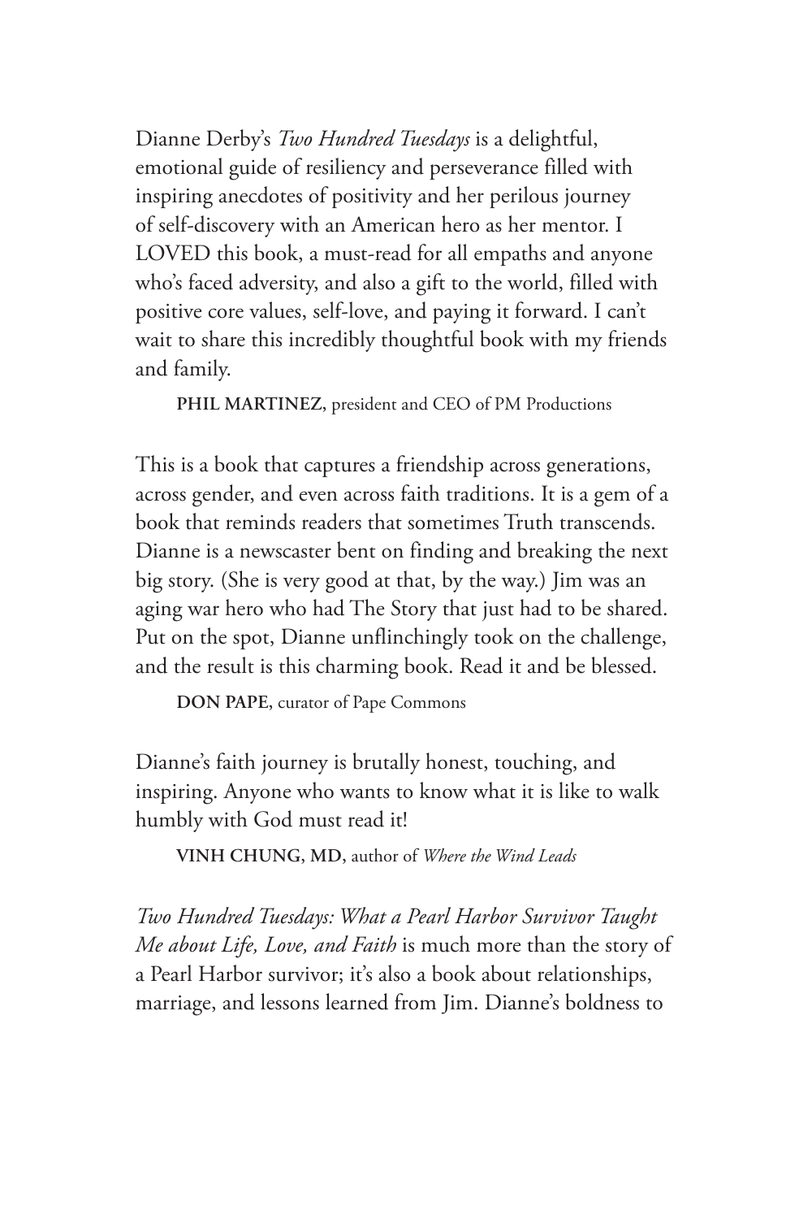Dianne Derby's *Two Hundred Tuesdays* is a delightful, emotional guide of resiliency and perseverance filled with inspiring anecdotes of positivity and her perilous journey of self-discovery with an American hero as her mentor. I LOVED this book, a must-read for all empaths and anyone who's faced adversity, and also a gift to the world, filled with positive core values, self-love, and paying it forward. I can't wait to share this incredibly thoughtful book with my friends and family.

**PHIL MARTINEZ,** president and CEO of PM Productions

This is a book that captures a friendship across generations, across gender, and even across faith traditions. It is a gem of a book that reminds readers that sometimes Truth transcends. Dianne is a newscaster bent on finding and breaking the next big story. (She is very good at that, by the way.) Jim was an aging war hero who had The Story that just had to be shared. Put on the spot, Dianne unflinchingly took on the challenge, and the result is this charming book. Read it and be blessed.

**DON PAPE,** curator of Pape Commons

Dianne's faith journey is brutally honest, touching, and inspiring. Anyone who wants to know what it is like to walk humbly with God must read it!

**VINH CHUNG, MD,** author of *Where the Wind Leads*

*Two Hundred Tuesdays: What a Pearl Harbor Survivor Taught Me about Life, Love, and Faith* is much more than the story of a Pearl Harbor survivor; it's also a book about relationships, marriage, and lessons learned from Jim. Dianne's boldness to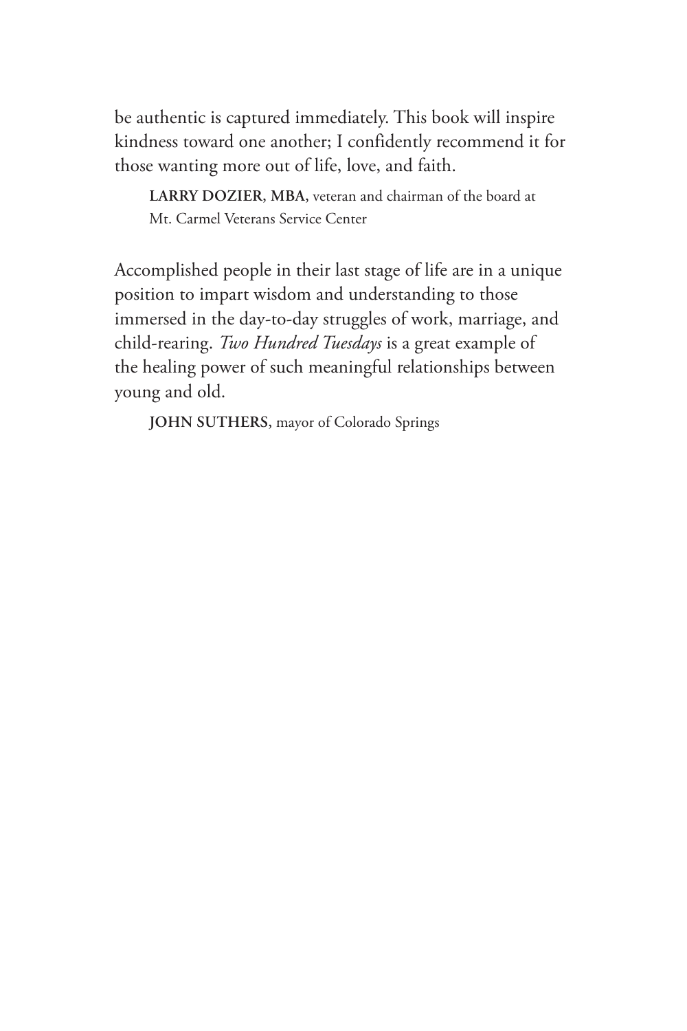be authentic is captured immediately. This book will inspire kindness toward one another; I confidently recommend it for those wanting more out of life, love, and faith.

> **LARRY DOZIER, MBA,** veteran and chairman of the board at Mt. Carmel Veterans Service Center

Accomplished people in their last stage of life are in a unique position to impart wisdom and understanding to those immersed in the day-to-day struggles of work, marriage, and child-rearing. *Two Hundred Tuesdays* is a great example of the healing power of such meaningful relationships between young and old.

> **JOHN SUTHERS,** mayor of Colorado Springs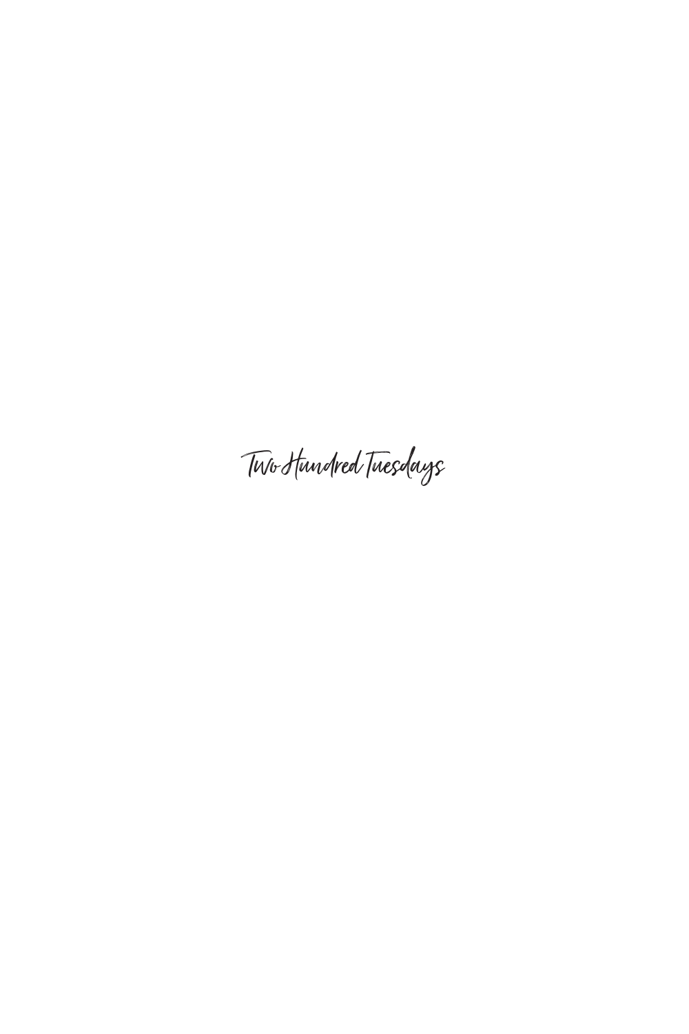Two Hundred Tuesdays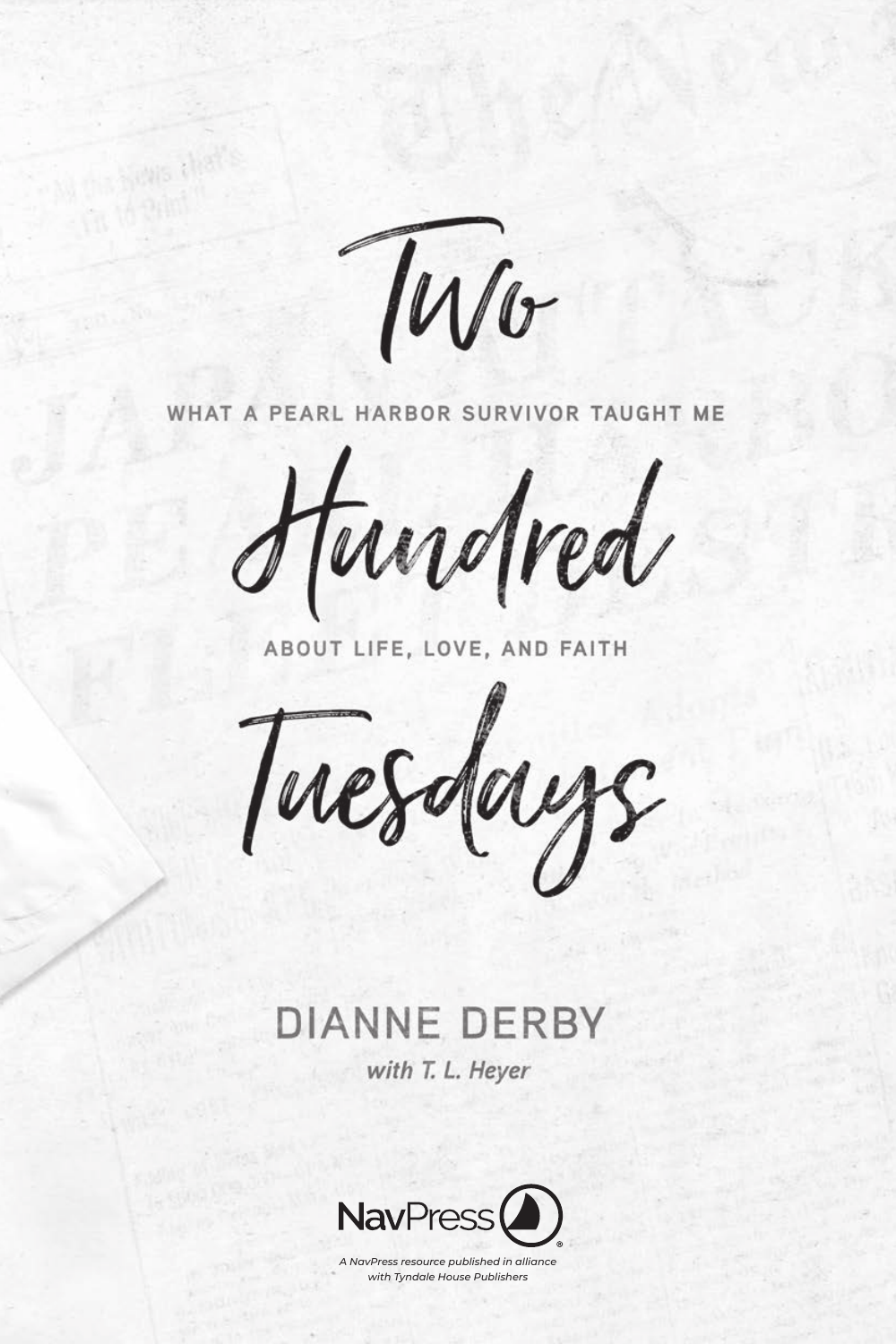# Two Hundred Tuesdays

## WHAT A PEARL HARBOR SURVIVOR TAUGHT ME ABOUT LIFE, LOVE, AND FAITH

**DIANNE DERBY**

***with T. L. Heyer***

NavPress

*A NavPress resource published in alliance with Tyndale House Publishers*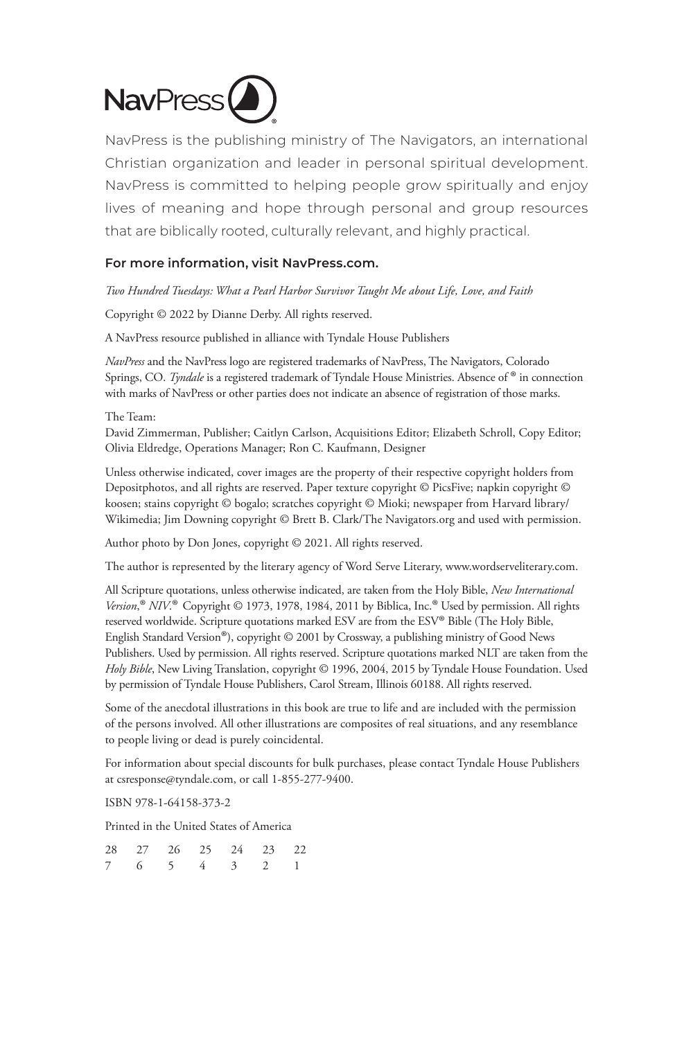NavPress®

NavPress is the publishing ministry of The Navigators, an international Christian organization and leader in personal spiritual development. NavPress is committed to helping people grow spiritually and enjoy lives of meaning and hope through personal and group resources that are biblically rooted, culturally relevant, and highly practical.

**For more information, visit NavPress.com.**

*Two Hundred Tuesdays: What a Pearl Harbor Survivor Taught Me about Life, Love, and Faith*

Copyright © 2022 by Dianne Derby. All rights reserved.

A NavPress resource published in alliance with Tyndale House Publishers

*NavPress* and the NavPress logo are registered trademarks of NavPress, The Navigators, Colorado Springs, CO. *Tyndale* is a registered trademark of Tyndale House Ministries. Absence of ® in connection with marks of NavPress or other parties does not indicate an absence of registration of those marks.

The Team:
David Zimmerman, Publisher; Caitlyn Carlson, Acquisitions Editor; Elizabeth Schroll, Copy Editor; Olivia Eldredge, Operations Manager; Ron C. Kaufmann, Designer

Unless otherwise indicated, cover images are the property of their respective copyright holders from Depositphotos, and all rights are reserved. Paper texture copyright © PicsFive; napkin copyright © koosen; stains copyright © bogalo; scratches copyright © Mioki; newspaper from Harvard library/Wikimedia; Jim Downing copyright © Brett B. Clark/The Navigators.org and used with permission.

Author photo by Don Jones, copyright © 2021. All rights reserved.

The author is represented by the literary agency of Word Serve Literary, www.wordserveliterary.com.

All Scripture quotations, unless otherwise indicated, are taken from the Holy Bible, *New International Version*,® *NIV*.® Copyright © 1973, 1978, 1984, 2011 by Biblica, Inc.® Used by permission. All rights reserved worldwide. Scripture quotations marked ESV are from the ESV® Bible (The Holy Bible, English Standard Version®), copyright © 2001 by Crossway, a publishing ministry of Good News Publishers. Used by permission. All rights reserved. Scripture quotations marked NLT are taken from the *Holy Bible*, New Living Translation, copyright © 1996, 2004, 2015 by Tyndale House Foundation. Used by permission of Tyndale House Publishers, Carol Stream, Illinois 60188. All rights reserved.

Some of the anecdotal illustrations in this book are true to life and are included with the permission of the persons involved. All other illustrations are composites of real situations, and any resemblance to people living or dead is purely coincidental.

For information about special discounts for bulk purchases, please contact Tyndale House Publishers at csresponse@tyndale.com, or call 1-855-277-9400.

ISBN 978-1-64158-373-2

Printed in the United States of America

28 27 26 25 24 23 22
7 6 5 4 3 2 1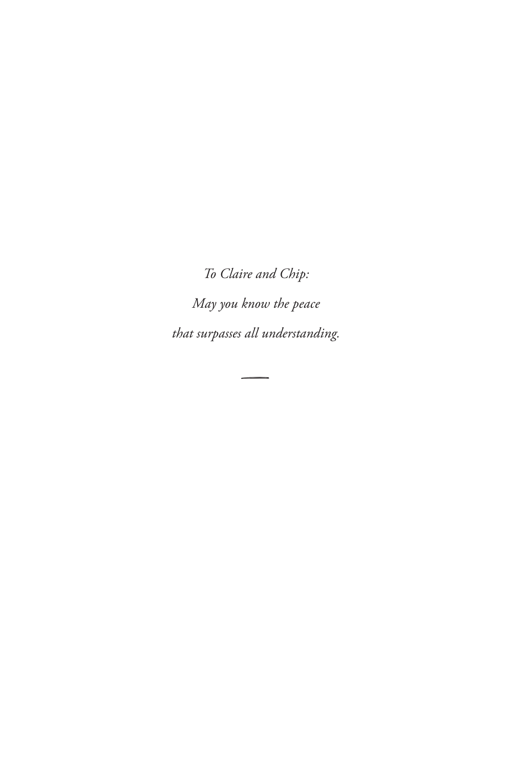*To Claire and Chip:*

*May you know the peace*

*that surpasses all understanding.*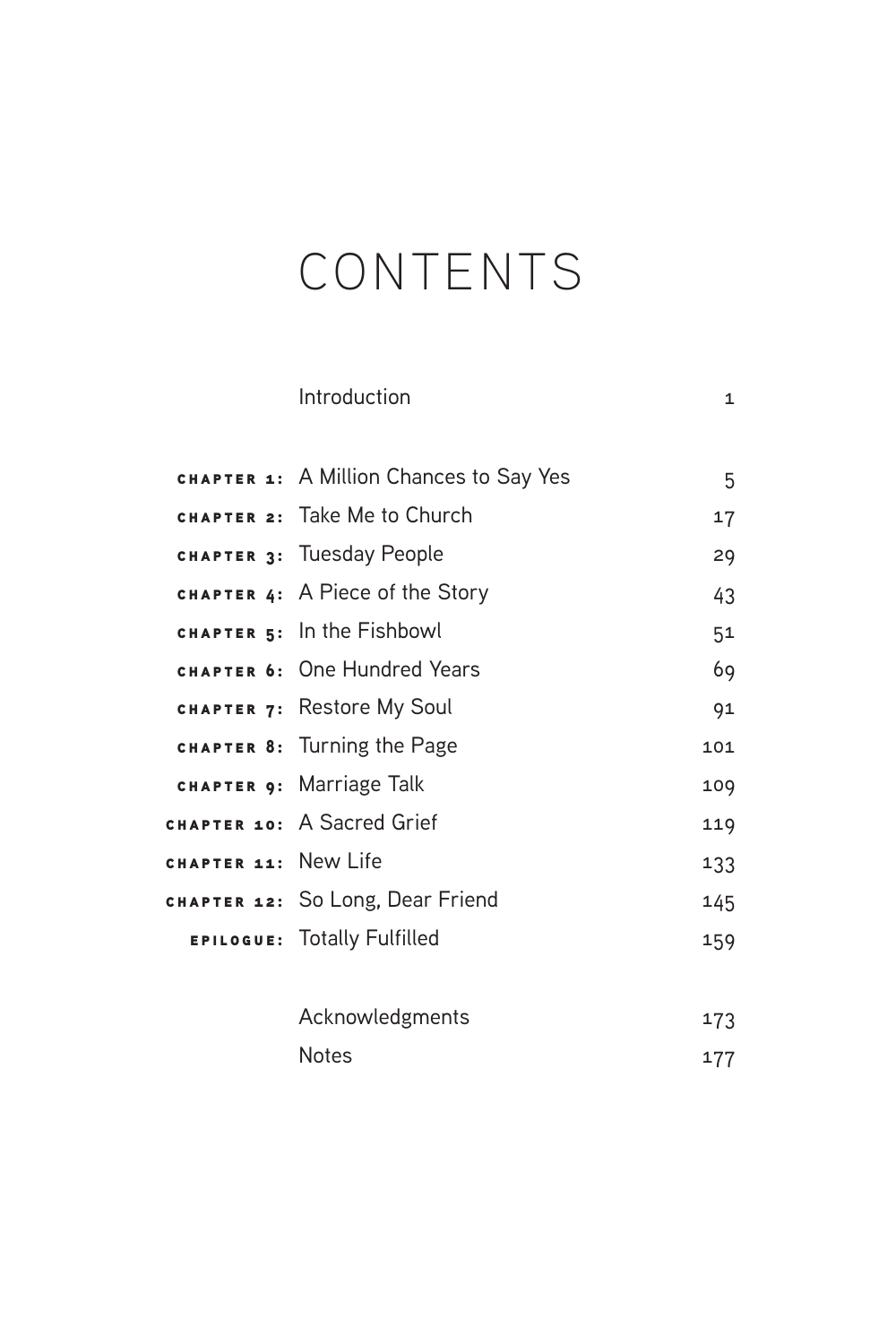# CONTENTS

| | | |
|---|---|---|
| | Introduction | 1 |
| CHAPTER 1: | A Million Chances to Say Yes | 5 |
| CHAPTER 2: | Take Me to Church | 17 |
| CHAPTER 3: | Tuesday People | 29 |
| CHAPTER 4: | A Piece of the Story | 43 |
| CHAPTER 5: | In the Fishbowl | 51 |
| CHAPTER 6: | One Hundred Years | 69 |
| CHAPTER 7: | Restore My Soul | 91 |
| CHAPTER 8: | Turning the Page | 101 |
| CHAPTER 9: | Marriage Talk | 109 |
| CHAPTER 10: | A Sacred Grief | 119 |
| CHAPTER 11: | New Life | 133 |
| CHAPTER 12: | So Long, Dear Friend | 145 |
| EPILOGUE: | Totally Fulfilled | 159 |
| | Acknowledgments | 173 |
| | Notes | 177 |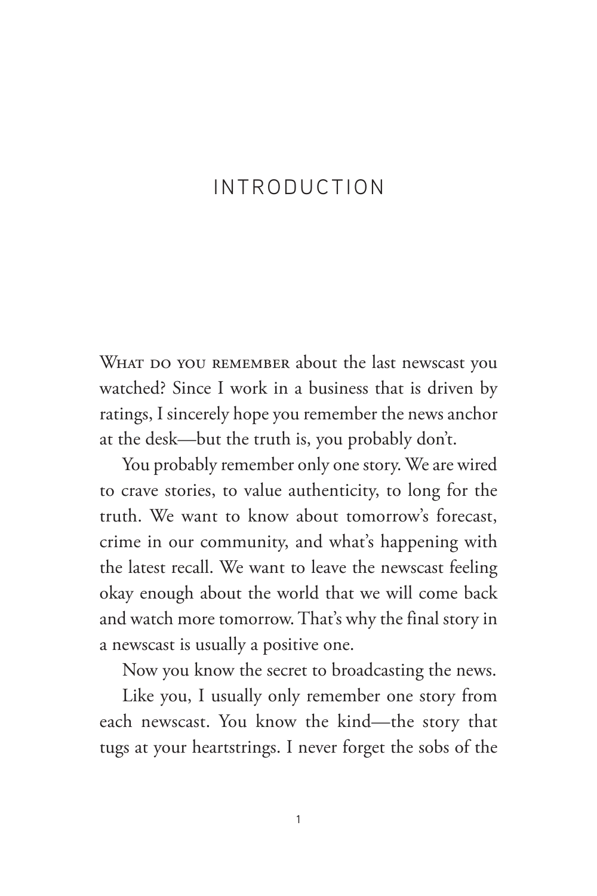# INTRODUCTION

What do you remember about the last newscast you watched? Since I work in a business that is driven by ratings, I sincerely hope you remember the news anchor at the desk—but the truth is, you probably don't.

You probably remember only one story. We are wired to crave stories, to value authenticity, to long for the truth. We want to know about tomorrow's forecast, crime in our community, and what's happening with the latest recall. We want to leave the newscast feeling okay enough about the world that we will come back and watch more tomorrow. That's why the final story in a newscast is usually a positive one.

Now you know the secret to broadcasting the news.

Like you, I usually only remember one story from each newscast. You know the kind—the story that tugs at your heartstrings. I never forget the sobs of the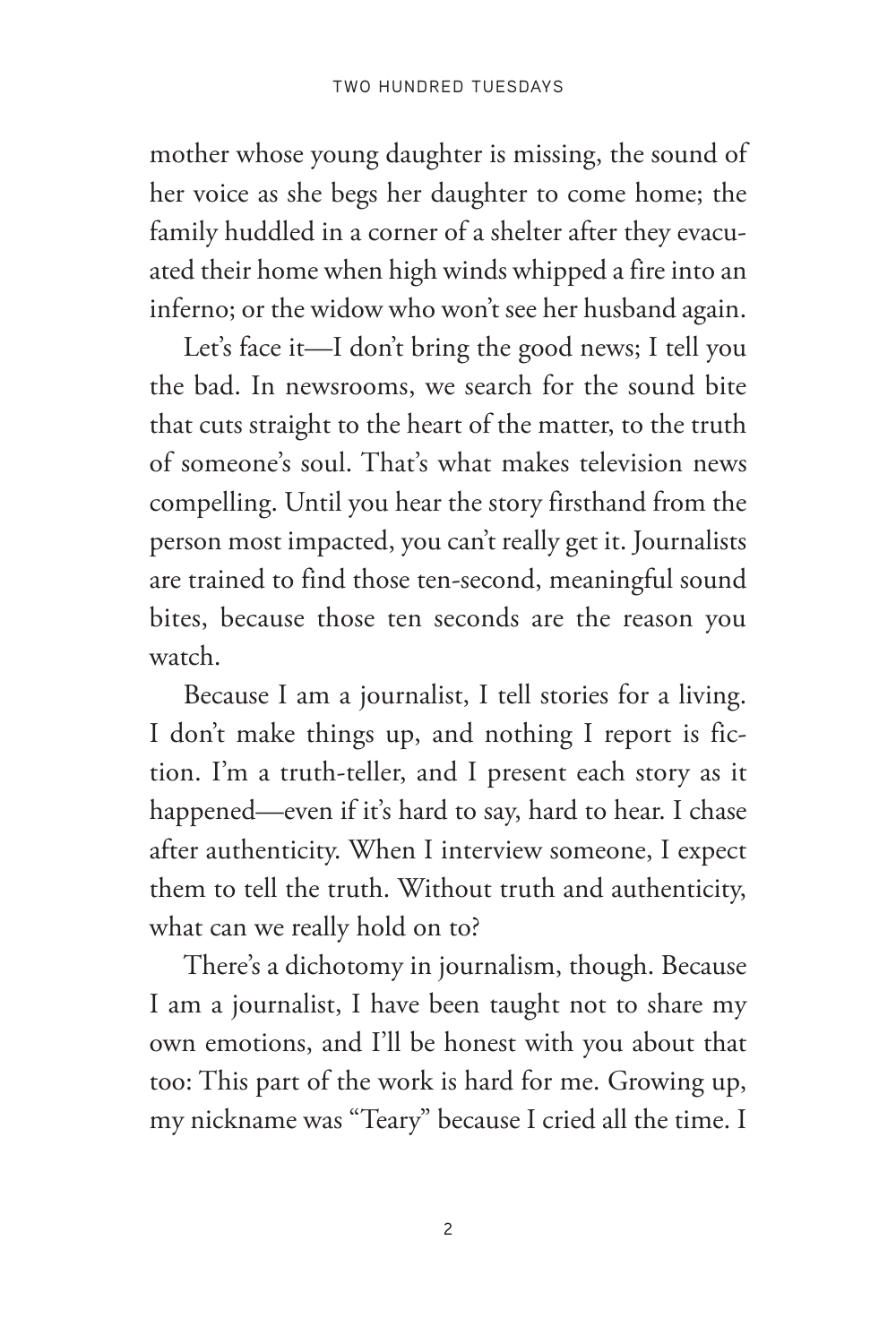mother whose young daughter is missing, the sound of her voice as she begs her daughter to come home; the family huddled in a corner of a shelter after they evacuated their home when high winds whipped a fire into an inferno; or the widow who won't see her husband again.

Let's face it—I don't bring the good news; I tell you the bad. In newsrooms, we search for the sound bite that cuts straight to the heart of the matter, to the truth of someone's soul. That's what makes television news compelling. Until you hear the story firsthand from the person most impacted, you can't really get it. Journalists are trained to find those ten-second, meaningful sound bites, because those ten seconds are the reason you watch.

Because I am a journalist, I tell stories for a living. I don't make things up, and nothing I report is fiction. I'm a truth-teller, and I present each story as it happened—even if it's hard to say, hard to hear. I chase after authenticity. When I interview someone, I expect them to tell the truth. Without truth and authenticity, what can we really hold on to?

There's a dichotomy in journalism, though. Because I am a journalist, I have been taught not to share my own emotions, and I'll be honest with you about that too: This part of the work is hard for me. Growing up, my nickname was "Teary" because I cried all the time. I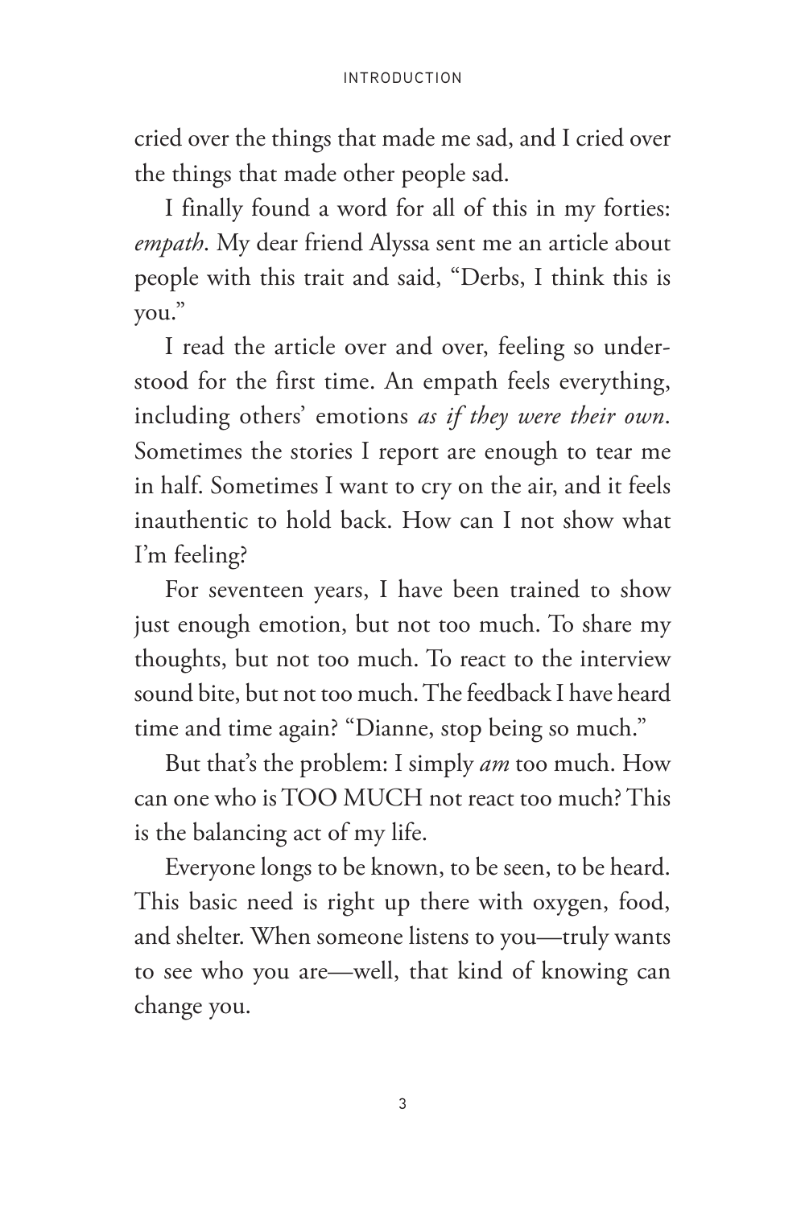cried over the things that made me sad, and I cried over the things that made other people sad.

I finally found a word for all of this in my forties: *empath*. My dear friend Alyssa sent me an article about people with this trait and said, "Derbs, I think this is you."

I read the article over and over, feeling so understood for the first time. An empath feels everything, including others' emotions *as if they were their own*. Sometimes the stories I report are enough to tear me in half. Sometimes I want to cry on the air, and it feels inauthentic to hold back. How can I not show what I'm feeling?

For seventeen years, I have been trained to show just enough emotion, but not too much. To share my thoughts, but not too much. To react to the interview sound bite, but not too much. The feedback I have heard time and time again? "Dianne, stop being so much."

But that's the problem: I simply *am* too much. How can one who is TOO MUCH not react too much? This is the balancing act of my life.

Everyone longs to be known, to be seen, to be heard. This basic need is right up there with oxygen, food, and shelter. When someone listens to you—truly wants to see who you are—well, that kind of knowing can change you.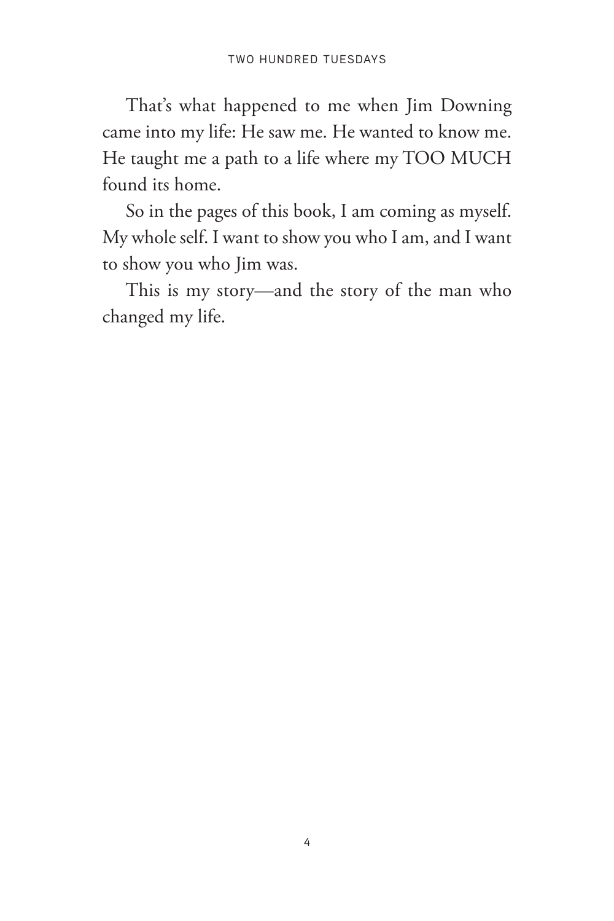That's what happened to me when Jim Downing came into my life: He saw me. He wanted to know me. He taught me a path to a life where my TOO MUCH found its home.

So in the pages of this book, I am coming as myself. My whole self. I want to show you who I am, and I want to show you who Jim was.

This is my story—and the story of the man who changed my life.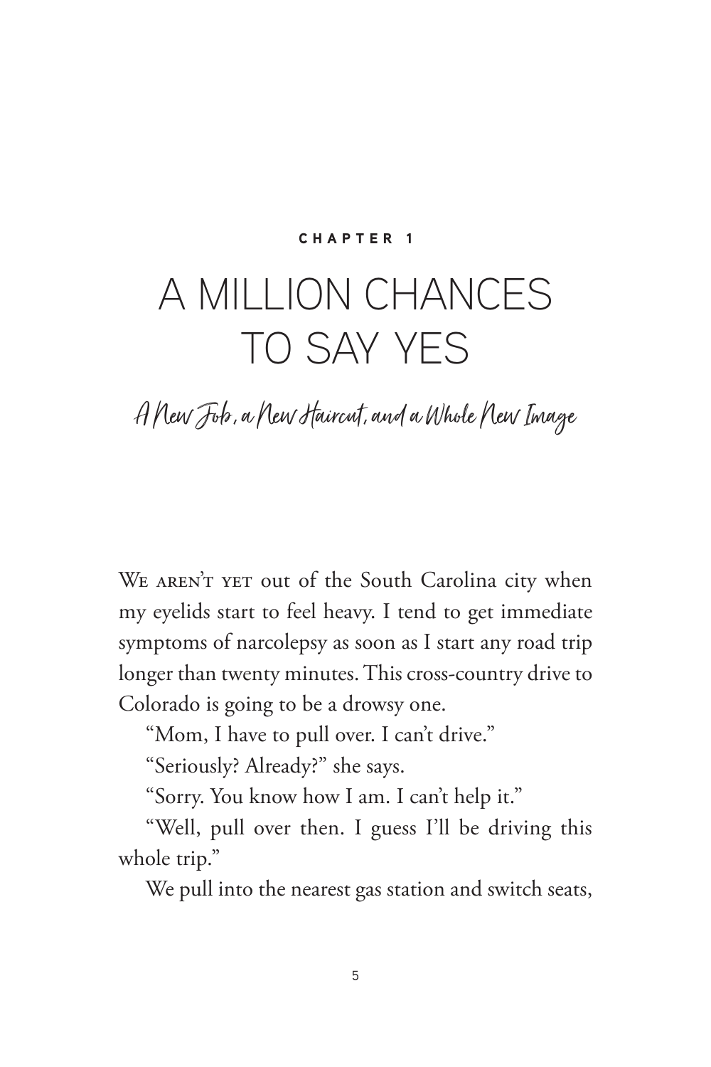**CHAPTER 1**

# A MILLION CHANCES TO SAY YES

## *A New Job, a New Haircut, and a Whole New Image*

WE AREN'T YET out of the South Carolina city when my eyelids start to feel heavy. I tend to get immediate symptoms of narcolepsy as soon as I start any road trip longer than twenty minutes. This cross-country drive to Colorado is going to be a drowsy one.

"Mom, I have to pull over. I can't drive."

"Seriously? Already?" she says.

"Sorry. You know how I am. I can't help it."

"Well, pull over then. I guess I'll be driving this whole trip."

We pull into the nearest gas station and switch seats,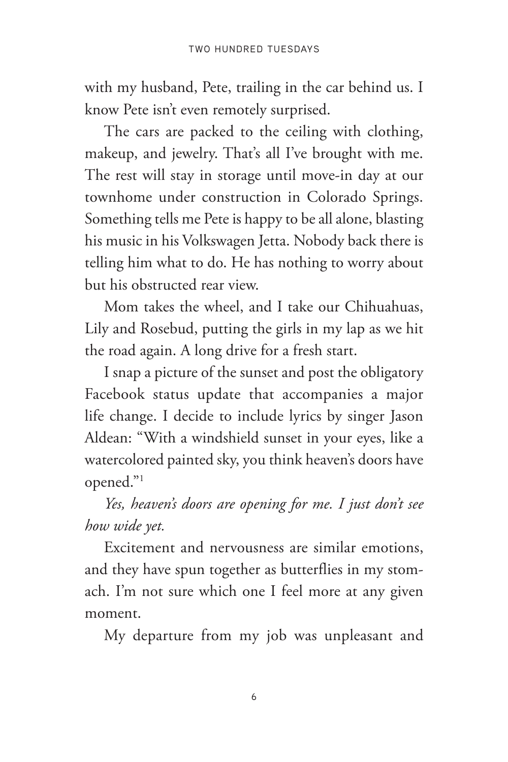with my husband, Pete, trailing in the car behind us. I know Pete isn't even remotely surprised.

The cars are packed to the ceiling with clothing, makeup, and jewelry. That's all I've brought with me. The rest will stay in storage until move-in day at our townhome under construction in Colorado Springs. Something tells me Pete is happy to be all alone, blasting his music in his Volkswagen Jetta. Nobody back there is telling him what to do. He has nothing to worry about but his obstructed rear view.

Mom takes the wheel, and I take our Chihuahuas, Lily and Rosebud, putting the girls in my lap as we hit the road again. A long drive for a fresh start.

I snap a picture of the sunset and post the obligatory Facebook status update that accompanies a major life change. I decide to include lyrics by singer Jason Aldean: "With a windshield sunset in your eyes, like a watercolored painted sky, you think heaven's doors have opened."[1]

*Yes, heaven's doors are opening for me. I just don't see how wide yet.*

Excitement and nervousness are similar emotions, and they have spun together as butterflies in my stomach. I'm not sure which one I feel more at any given moment.

My departure from my job was unpleasant and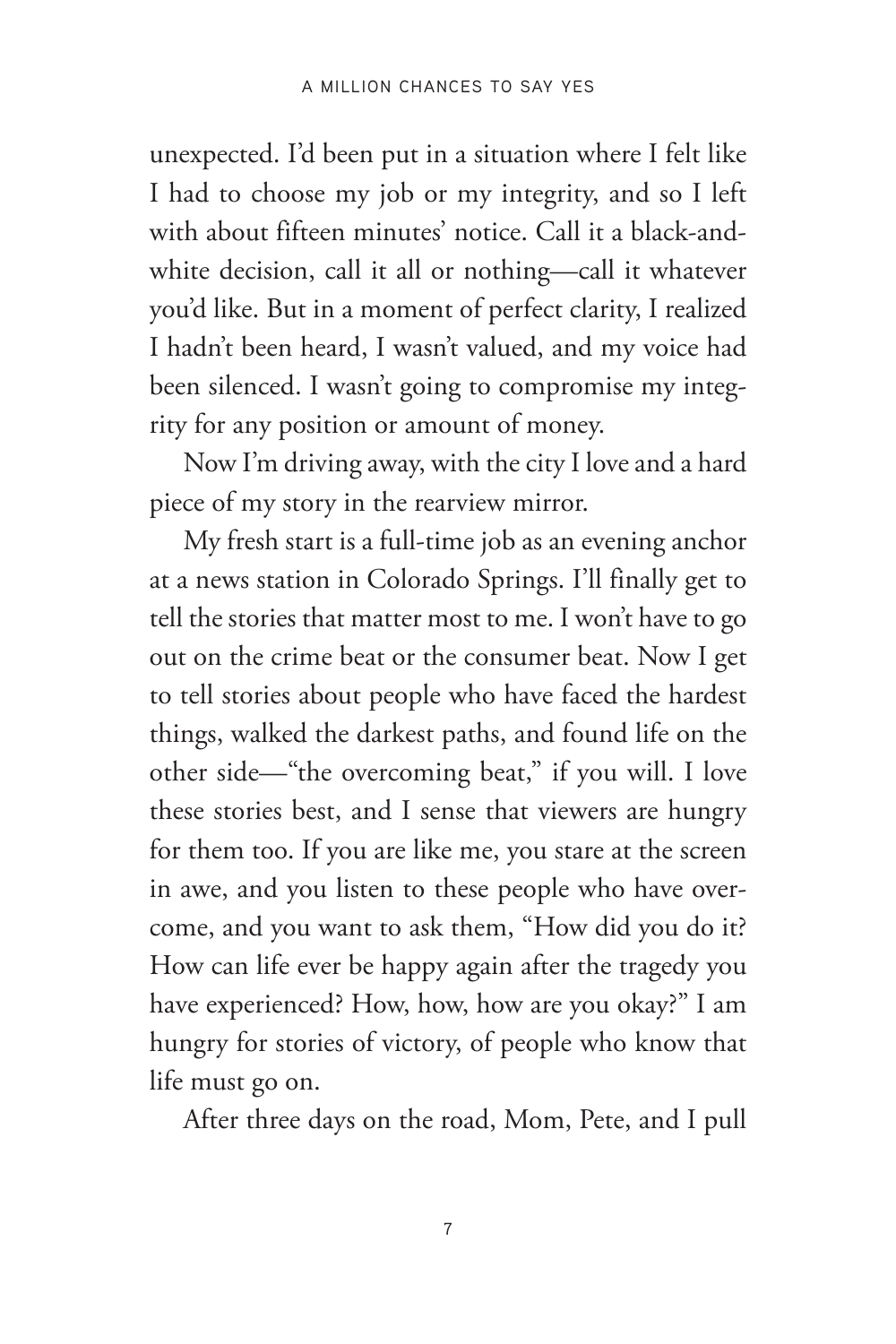unexpected. I'd been put in a situation where I felt like I had to choose my job or my integrity, and so I left with about fifteen minutes' notice. Call it a black-and-white decision, call it all or nothing—call it whatever you'd like. But in a moment of perfect clarity, I realized I hadn't been heard, I wasn't valued, and my voice had been silenced. I wasn't going to compromise my integrity for any position or amount of money.

Now I'm driving away, with the city I love and a hard piece of my story in the rearview mirror.

My fresh start is a full-time job as an evening anchor at a news station in Colorado Springs. I'll finally get to tell the stories that matter most to me. I won't have to go out on the crime beat or the consumer beat. Now I get to tell stories about people who have faced the hardest things, walked the darkest paths, and found life on the other side—"the overcoming beat," if you will. I love these stories best, and I sense that viewers are hungry for them too. If you are like me, you stare at the screen in awe, and you listen to these people who have overcome, and you want to ask them, "How did you do it? How can life ever be happy again after the tragedy you have experienced? How, how, how are you okay?" I am hungry for stories of victory, of people who know that life must go on.

After three days on the road, Mom, Pete, and I pull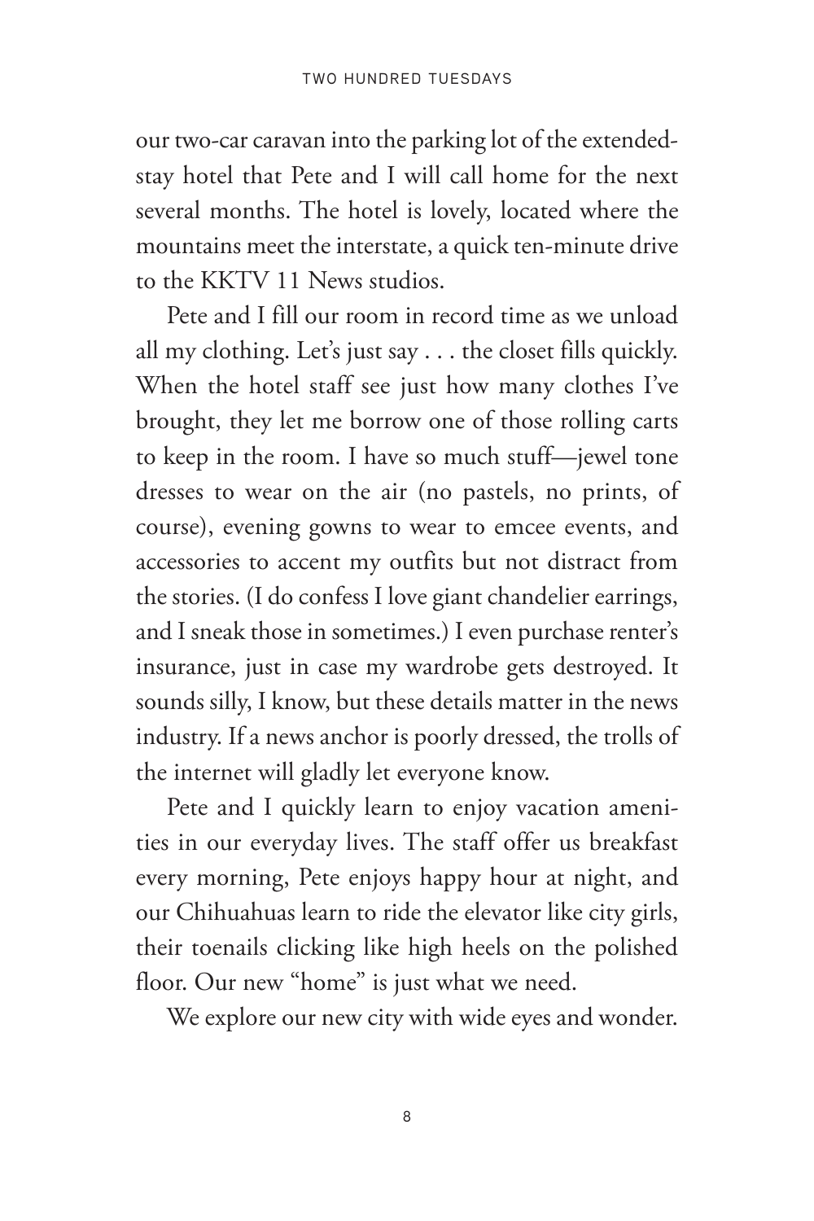our two-car caravan into the parking lot of the extended-stay hotel that Pete and I will call home for the next several months. The hotel is lovely, located where the mountains meet the interstate, a quick ten-minute drive to the KKTV 11 News studios.

Pete and I fill our room in record time as we unload all my clothing. Let's just say . . . the closet fills quickly. When the hotel staff see just how many clothes I've brought, they let me borrow one of those rolling carts to keep in the room. I have so much stuff—jewel tone dresses to wear on the air (no pastels, no prints, of course), evening gowns to wear to emcee events, and accessories to accent my outfits but not distract from the stories. (I do confess I love giant chandelier earrings, and I sneak those in sometimes.) I even purchase renter's insurance, just in case my wardrobe gets destroyed. It sounds silly, I know, but these details matter in the news industry. If a news anchor is poorly dressed, the trolls of the internet will gladly let everyone know.

Pete and I quickly learn to enjoy vacation amenities in our everyday lives. The staff offer us breakfast every morning, Pete enjoys happy hour at night, and our Chihuahuas learn to ride the elevator like city girls, their toenails clicking like high heels on the polished floor. Our new "home" is just what we need.

We explore our new city with wide eyes and wonder.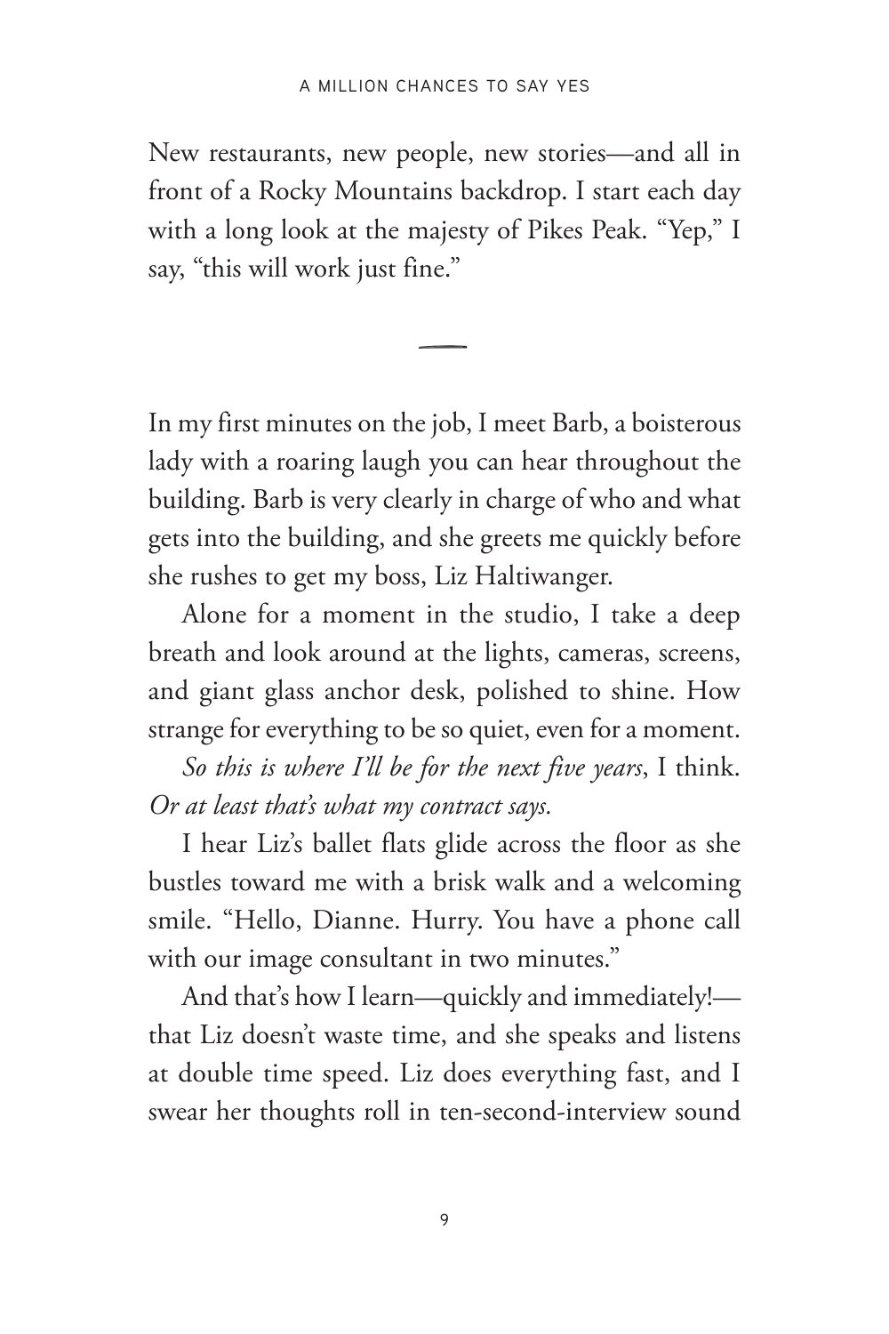New restaurants, new people, new stories—and all in front of a Rocky Mountains backdrop. I start each day with a long look at the majesty of Pikes Peak. "Yep," I say, "this will work just fine."

---

In my first minutes on the job, I meet Barb, a boisterous lady with a roaring laugh you can hear throughout the building. Barb is very clearly in charge of who and what gets into the building, and she greets me quickly before she rushes to get my boss, Liz Haltiwanger.

Alone for a moment in the studio, I take a deep breath and look around at the lights, cameras, screens, and giant glass anchor desk, polished to shine. How strange for everything to be so quiet, even for a moment.

*So this is where I'll be for the next five years*, I think. *Or at least that's what my contract says.*

I hear Liz's ballet flats glide across the floor as she bustles toward me with a brisk walk and a welcoming smile. "Hello, Dianne. Hurry. You have a phone call with our image consultant in two minutes."

And that's how I learn—quickly and immediately!—that Liz doesn't waste time, and she speaks and listens at double time speed. Liz does everything fast, and I swear her thoughts roll in ten-second-interview sound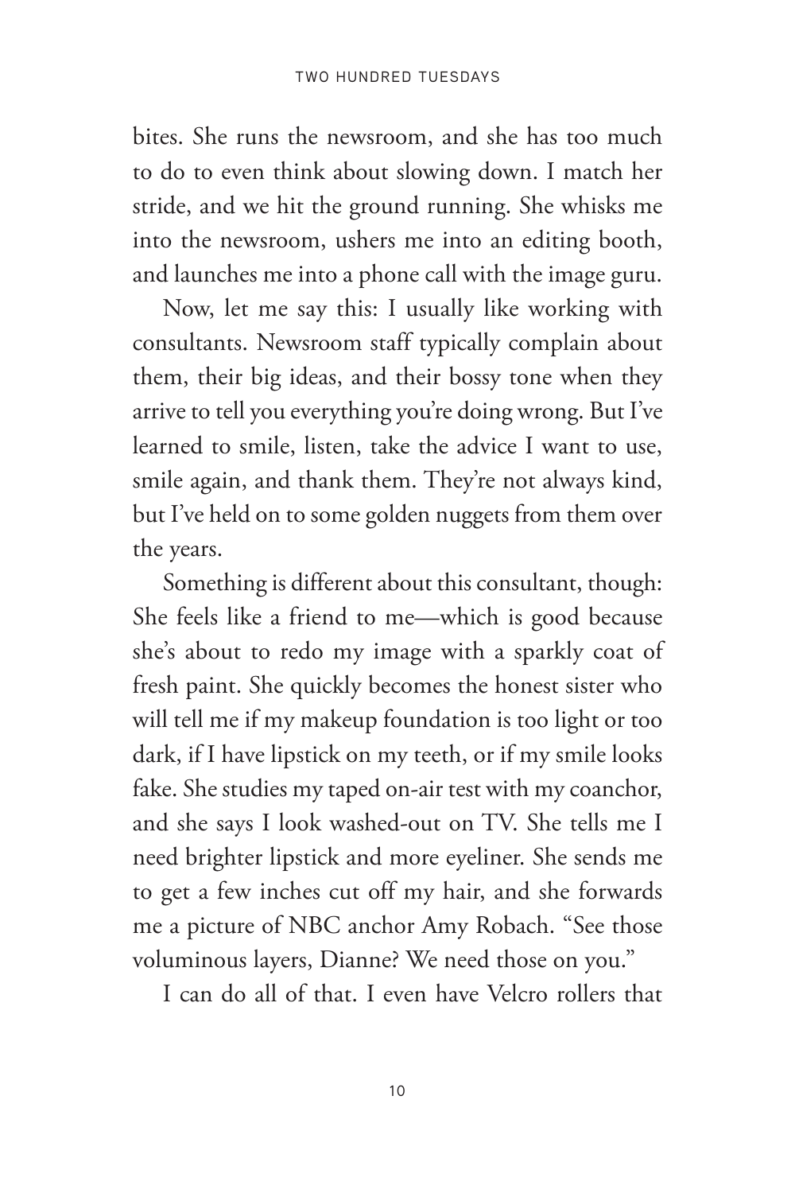bites. She runs the newsroom, and she has too much to do to even think about slowing down. I match her stride, and we hit the ground running. She whisks me into the newsroom, ushers me into an editing booth, and launches me into a phone call with the image guru.

Now, let me say this: I usually like working with consultants. Newsroom staff typically complain about them, their big ideas, and their bossy tone when they arrive to tell you everything you're doing wrong. But I've learned to smile, listen, take the advice I want to use, smile again, and thank them. They're not always kind, but I've held on to some golden nuggets from them over the years.

Something is different about this consultant, though: She feels like a friend to me—which is good because she's about to redo my image with a sparkly coat of fresh paint. She quickly becomes the honest sister who will tell me if my makeup foundation is too light or too dark, if I have lipstick on my teeth, or if my smile looks fake. She studies my taped on-air test with my coanchor, and she says I look washed-out on TV. She tells me I need brighter lipstick and more eyeliner. She sends me to get a few inches cut off my hair, and she forwards me a picture of NBC anchor Amy Robach. "See those voluminous layers, Dianne? We need those on you."

I can do all of that. I even have Velcro rollers that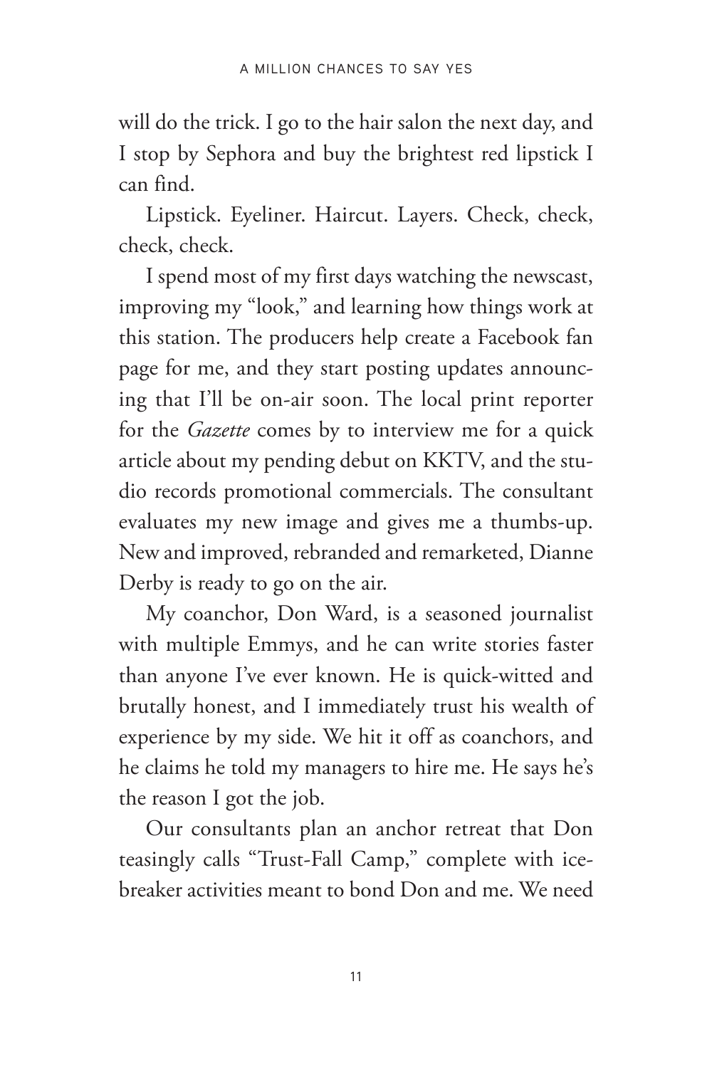will do the trick. I go to the hair salon the next day, and I stop by Sephora and buy the brightest red lipstick I can find.

Lipstick. Eyeliner. Haircut. Layers. Check, check, check, check.

I spend most of my first days watching the newscast, improving my "look," and learning how things work at this station. The producers help create a Facebook fan page for me, and they start posting updates announcing that I'll be on-air soon. The local print reporter for the *Gazette* comes by to interview me for a quick article about my pending debut on KKTV, and the studio records promotional commercials. The consultant evaluates my new image and gives me a thumbs-up. New and improved, rebranded and remarketed, Dianne Derby is ready to go on the air.

My coanchor, Don Ward, is a seasoned journalist with multiple Emmys, and he can write stories faster than anyone I've ever known. He is quick-witted and brutally honest, and I immediately trust his wealth of experience by my side. We hit it off as coanchors, and he claims he told my managers to hire me. He says he's the reason I got the job.

Our consultants plan an anchor retreat that Don teasingly calls "Trust-Fall Camp," complete with icebreaker activities meant to bond Don and me. We need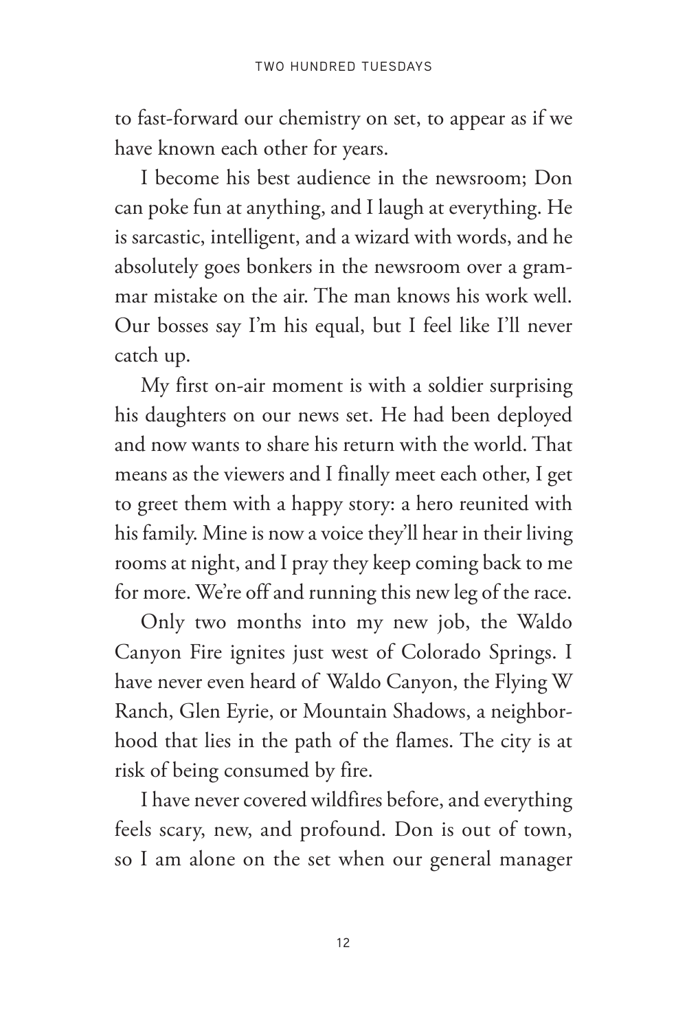to fast-forward our chemistry on set, to appear as if we have known each other for years.

I become his best audience in the newsroom; Don can poke fun at anything, and I laugh at everything. He is sarcastic, intelligent, and a wizard with words, and he absolutely goes bonkers in the newsroom over a grammar mistake on the air. The man knows his work well. Our bosses say I'm his equal, but I feel like I'll never catch up.

My first on-air moment is with a soldier surprising his daughters on our news set. He had been deployed and now wants to share his return with the world. That means as the viewers and I finally meet each other, I get to greet them with a happy story: a hero reunited with his family. Mine is now a voice they'll hear in their living rooms at night, and I pray they keep coming back to me for more. We're off and running this new leg of the race.

Only two months into my new job, the Waldo Canyon Fire ignites just west of Colorado Springs. I have never even heard of Waldo Canyon, the Flying W Ranch, Glen Eyrie, or Mountain Shadows, a neighborhood that lies in the path of the flames. The city is at risk of being consumed by fire.

I have never covered wildfires before, and everything feels scary, new, and profound. Don is out of town, so I am alone on the set when our general manager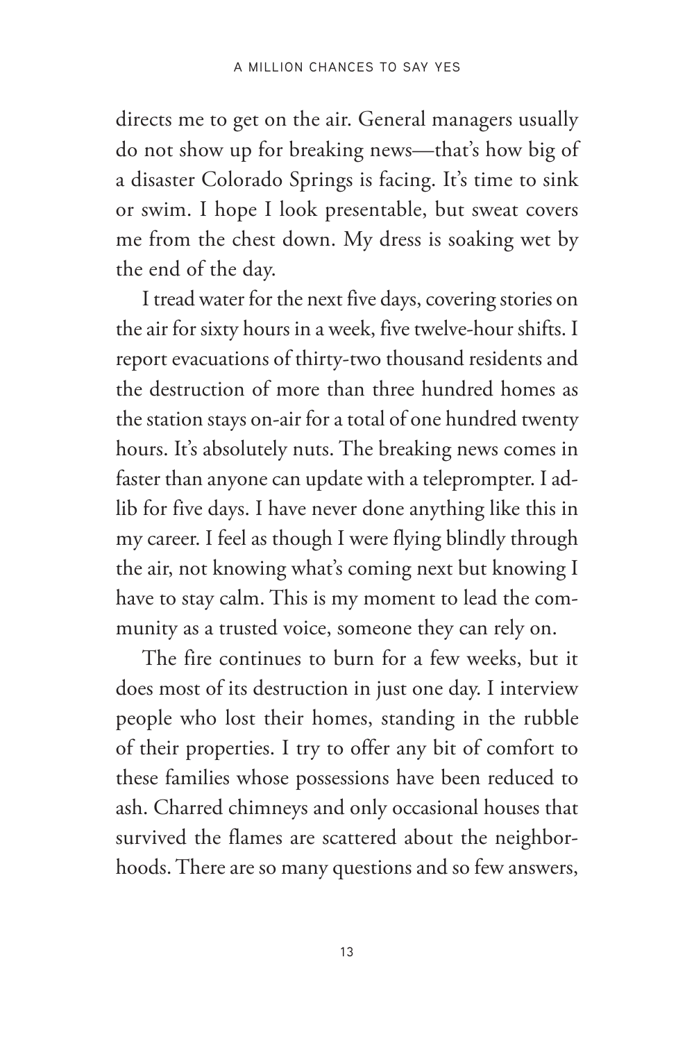directs me to get on the air. General managers usually do not show up for breaking news—that's how big of a disaster Colorado Springs is facing. It's time to sink or swim. I hope I look presentable, but sweat covers me from the chest down. My dress is soaking wet by the end of the day.

I tread water for the next five days, covering stories on the air for sixty hours in a week, five twelve-hour shifts. I report evacuations of thirty-two thousand residents and the destruction of more than three hundred homes as the station stays on-air for a total of one hundred twenty hours. It's absolutely nuts. The breaking news comes in faster than anyone can update with a teleprompter. I ad-lib for five days. I have never done anything like this in my career. I feel as though I were flying blindly through the air, not knowing what's coming next but knowing I have to stay calm. This is my moment to lead the community as a trusted voice, someone they can rely on.

The fire continues to burn for a few weeks, but it does most of its destruction in just one day. I interview people who lost their homes, standing in the rubble of their properties. I try to offer any bit of comfort to these families whose possessions have been reduced to ash. Charred chimneys and only occasional houses that survived the flames are scattered about the neighborhoods. There are so many questions and so few answers,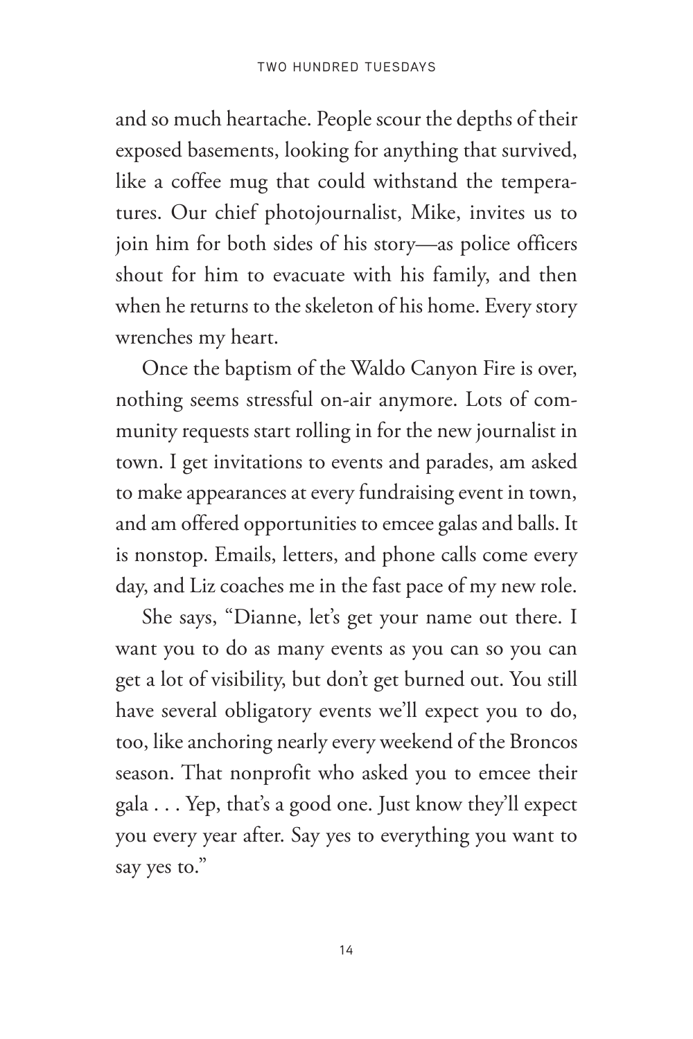and so much heartache. People scour the depths of their exposed basements, looking for anything that survived, like a coffee mug that could withstand the temperatures. Our chief photojournalist, Mike, invites us to join him for both sides of his story—as police officers shout for him to evacuate with his family, and then when he returns to the skeleton of his home. Every story wrenches my heart.

Once the baptism of the Waldo Canyon Fire is over, nothing seems stressful on-air anymore. Lots of community requests start rolling in for the new journalist in town. I get invitations to events and parades, am asked to make appearances at every fundraising event in town, and am offered opportunities to emcee galas and balls. It is nonstop. Emails, letters, and phone calls come every day, and Liz coaches me in the fast pace of my new role.

She says, "Dianne, let's get your name out there. I want you to do as many events as you can so you can get a lot of visibility, but don't get burned out. You still have several obligatory events we'll expect you to do, too, like anchoring nearly every weekend of the Broncos season. That nonprofit who asked you to emcee their gala . . . Yep, that's a good one. Just know they'll expect you every year after. Say yes to everything you want to say yes to."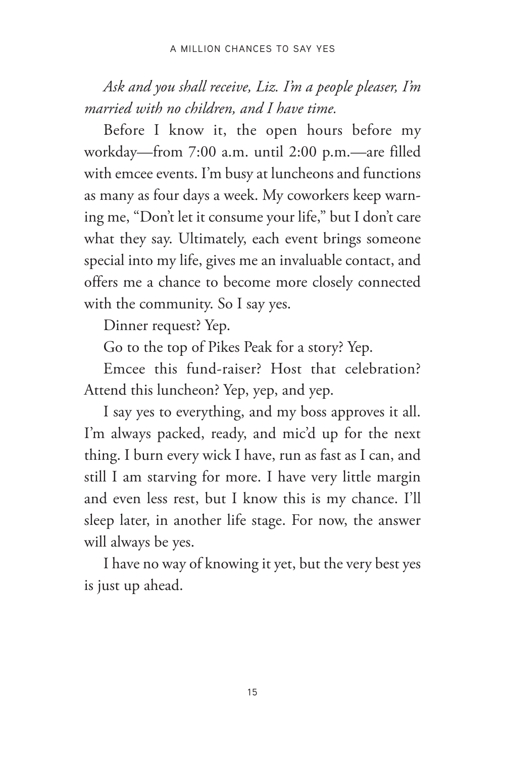*Ask and you shall receive, Liz. I'm a people pleaser, I'm married with no children, and I have time.*

Before I know it, the open hours before my workday—from 7:00 a.m. until 2:00 p.m.—are filled with emcee events. I'm busy at luncheons and functions as many as four days a week. My coworkers keep warning me, "Don't let it consume your life," but I don't care what they say. Ultimately, each event brings someone special into my life, gives me an invaluable contact, and offers me a chance to become more closely connected with the community. So I say yes.

Dinner request? Yep.

Go to the top of Pikes Peak for a story? Yep.

Emcee this fund-raiser? Host that celebration? Attend this luncheon? Yep, yep, and yep.

I say yes to everything, and my boss approves it all. I'm always packed, ready, and mic'd up for the next thing. I burn every wick I have, run as fast as I can, and still I am starving for more. I have very little margin and even less rest, but I know this is my chance. I'll sleep later, in another life stage. For now, the answer will always be yes.

I have no way of knowing it yet, but the very best yes is just up ahead.